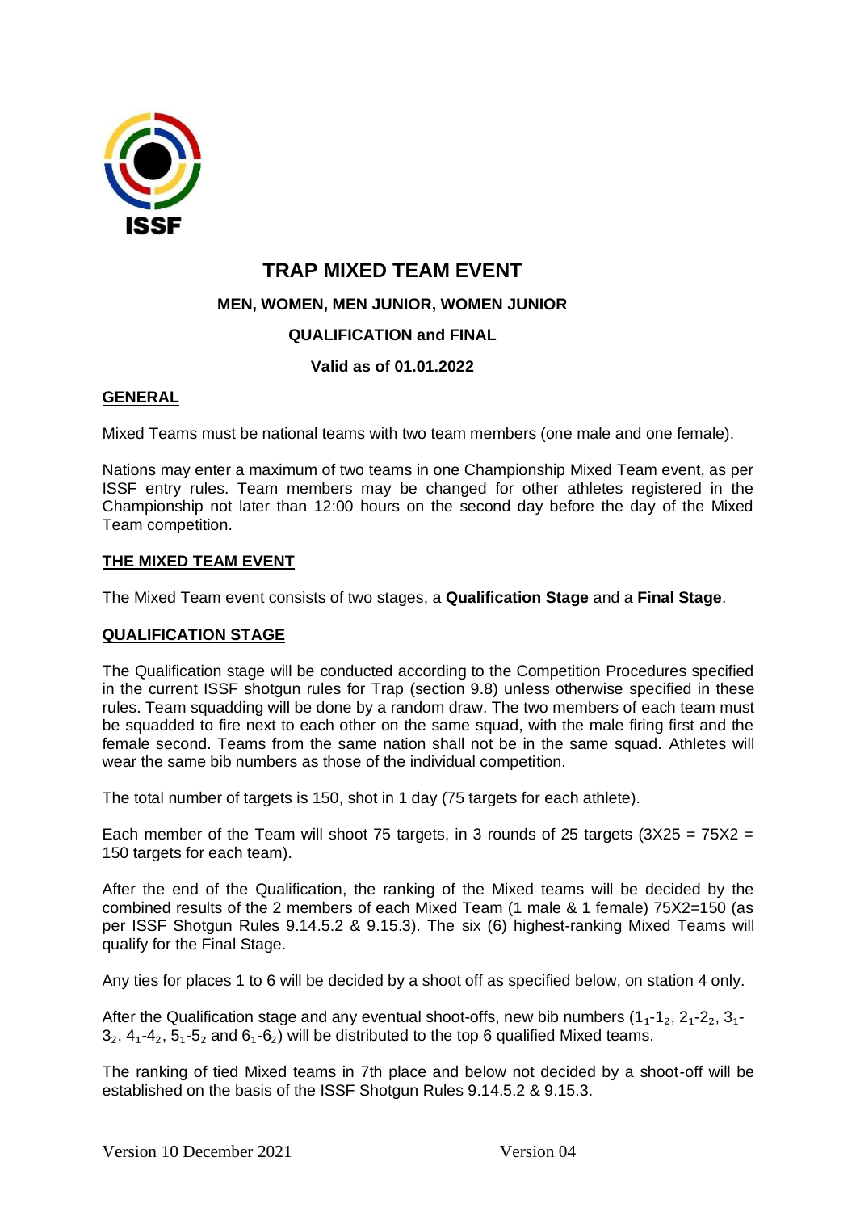ISSF

# TRAP MIXED TEAM EVENT

**MEN, WOMEN, MEN JUNIOR, WOMEN JUNIOR**

**QUALIFICATION and FINAL**

**Valid as of 01.01.2022**

## GENERAL

Mixed Teams must be national teams with two team members (one male and one female).

Nations may enter a maximum of two teams in one Championship Mixed Team event, as per ISSF entry rules. Team members may be changed for other athletes registered in the Championship not later than 12:00 hours on the second day before the day of the Mixed Team competition.

## THE MIXED TEAM EVENT

The Mixed Team event consists of two stages, a **Qualification Stage** and a **Final Stage**.

## QUALIFICATION STAGE

The Qualification stage will be conducted according to the Competition Procedures specified in the current ISSF shotgun rules for Trap (section 9.8) unless otherwise specified in these rules. Team squadding will be done by a random draw. The two members of each team must be squadded to fire next to each other on the same squad, with the male firing first and the female second. Teams from the same nation shall not be in the same squad. Athletes will wear the same bib numbers as those of the individual competition.

The total number of targets is 150, shot in 1 day (75 targets for each athlete).

Each member of the Team will shoot 75 targets, in 3 rounds of 25 targets (3X25 = 75X2 = 150 targets for each team).

After the end of the Qualification, the ranking of the Mixed teams will be decided by the combined results of the 2 members of each Mixed Team (1 male & 1 female) 75X2=150 (as per ISSF Shotgun Rules 9.14.5.2 & 9.15.3). The six (6) highest-ranking Mixed Teams will qualify for the Final Stage.

Any ties for places 1 to 6 will be decided by a shoot off as specified below, on station 4 only.

After the Qualification stage and any eventual shoot-offs, new bib numbers ($1_1$-$1_2$, $2_1$-$2_2$, $3_1$-$3_2$, $4_1$-$4_2$, $5_1$-$5_2$ and $6_1$-$6_2$) will be distributed to the top 6 qualified Mixed teams.

The ranking of tied Mixed teams in 7th place and below not decided by a shoot-off will be established on the basis of the ISSF Shotgun Rules 9.14.5.2 & 9.15.3.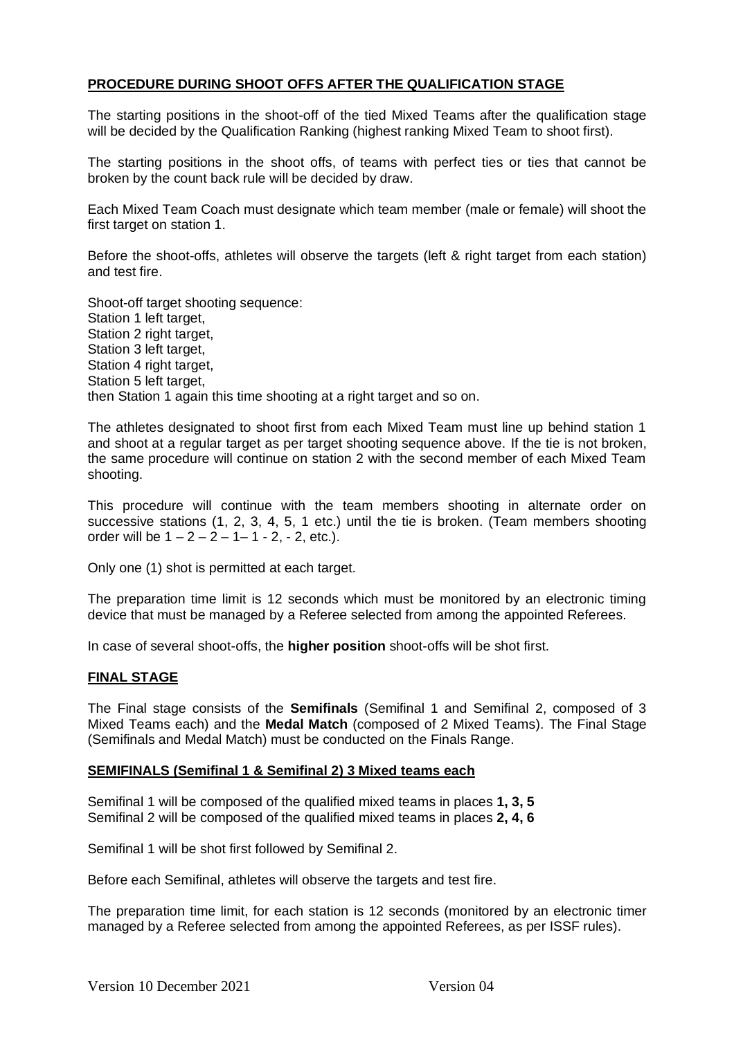## **PROCEDURE DURING SHOOT OFFS AFTER THE QUALIFICATION STAGE**

The starting positions in the shoot-off of the tied Mixed Teams after the qualification stage will be decided by the Qualification Ranking (highest ranking Mixed Team to shoot first).

The starting positions in the shoot offs, of teams with perfect ties or ties that cannot be broken by the count back rule will be decided by draw.

Each Mixed Team Coach must designate which team member (male or female) will shoot the first target on station 1.

Before the shoot-offs, athletes will observe the targets (left & right target from each station) and test fire.

Shoot-off target shooting sequence:
Station 1 left target,
Station 2 right target,
Station 3 left target,
Station 4 right target,
Station 5 left target,
then Station 1 again this time shooting at a right target and so on.

The athletes designated to shoot first from each Mixed Team must line up behind station 1 and shoot at a regular target as per target shooting sequence above. If the tie is not broken, the same procedure will continue on station 2 with the second member of each Mixed Team shooting.

This procedure will continue with the team members shooting in alternate order on successive stations (1, 2, 3, 4, 5, 1 etc.) until the tie is broken. (Team members shooting order will be 1 – 2 – 2 – 1– 1 - 2, - 2, etc.).

Only one (1) shot is permitted at each target.

The preparation time limit is 12 seconds which must be monitored by an electronic timing device that must be managed by a Referee selected from among the appointed Referees.

In case of several shoot-offs, the **higher position** shoot-offs will be shot first.

## **FINAL STAGE**

The Final stage consists of the **Semifinals** (Semifinal 1 and Semifinal 2, composed of 3 Mixed Teams each) and the **Medal Match** (composed of 2 Mixed Teams). The Final Stage (Semifinals and Medal Match) must be conducted on the Finals Range.

### **SEMIFINALS (Semifinal 1 & Semifinal 2) 3 Mixed teams each**

Semifinal 1 will be composed of the qualified mixed teams in places **1, 3, 5**
Semifinal 2 will be composed of the qualified mixed teams in places **2, 4, 6**

Semifinal 1 will be shot first followed by Semifinal 2.

Before each Semifinal, athletes will observe the targets and test fire.

The preparation time limit, for each station is 12 seconds (monitored by an electronic timer managed by a Referee selected from among the appointed Referees, as per ISSF rules).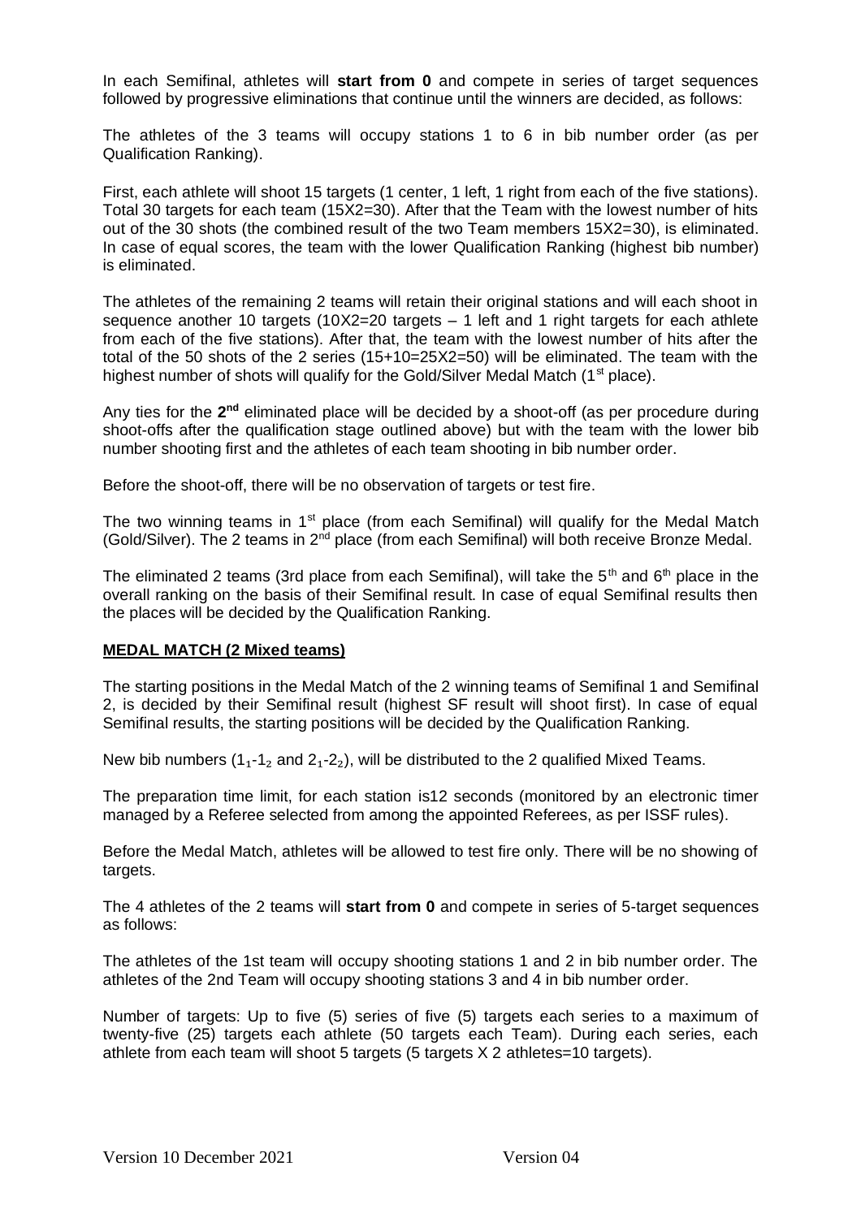In each Semifinal, athletes will **start from 0** and compete in series of target sequences followed by progressive eliminations that continue until the winners are decided, as follows:

The athletes of the 3 teams will occupy stations 1 to 6 in bib number order (as per Qualification Ranking).

First, each athlete will shoot 15 targets (1 center, 1 left, 1 right from each of the five stations). Total 30 targets for each team (15X2=30). After that the Team with the lowest number of hits out of the 30 shots (the combined result of the two Team members 15X2=30), is eliminated. In case of equal scores, the team with the lower Qualification Ranking (highest bib number) is eliminated.

The athletes of the remaining 2 teams will retain their original stations and will each shoot in sequence another 10 targets (10X2=20 targets – 1 left and 1 right targets for each athlete from each of the five stations). After that, the team with the lowest number of hits after the total of the 50 shots of the 2 series (15+10=25X2=50) will be eliminated. The team with the highest number of shots will qualify for the Gold/Silver Medal Match (1st place).

Any ties for the **2nd** eliminated place will be decided by a shoot-off (as per procedure during shoot-offs after the qualification stage outlined above) but with the team with the lower bib number shooting first and the athletes of each team shooting in bib number order.

Before the shoot-off, there will be no observation of targets or test fire.

The two winning teams in 1st place (from each Semifinal) will qualify for the Medal Match (Gold/Silver). The 2 teams in 2nd place (from each Semifinal) will both receive Bronze Medal.

The eliminated 2 teams (3rd place from each Semifinal), will take the 5th and 6th place in the overall ranking on the basis of their Semifinal result. In case of equal Semifinal results then the places will be decided by the Qualification Ranking.

## MEDAL MATCH (2 Mixed teams)

The starting positions in the Medal Match of the 2 winning teams of Semifinal 1 and Semifinal 2, is decided by their Semifinal result (highest SF result will shoot first). In case of equal Semifinal results, the starting positions will be decided by the Qualification Ranking.

New bib numbers ($1_1$-$1_2$ and $2_1$-$2_2$), will be distributed to the 2 qualified Mixed Teams.

The preparation time limit, for each station is12 seconds (monitored by an electronic timer managed by a Referee selected from among the appointed Referees, as per ISSF rules).

Before the Medal Match, athletes will be allowed to test fire only. There will be no showing of targets.

The 4 athletes of the 2 teams will **start from 0** and compete in series of 5-target sequences as follows:

The athletes of the 1st team will occupy shooting stations 1 and 2 in bib number order. The athletes of the 2nd Team will occupy shooting stations 3 and 4 in bib number order.

Number of targets: Up to five (5) series of five (5) targets each series to a maximum of twenty-five (25) targets each athlete (50 targets each Team). During each series, each athlete from each team will shoot 5 targets (5 targets X 2 athletes=10 targets).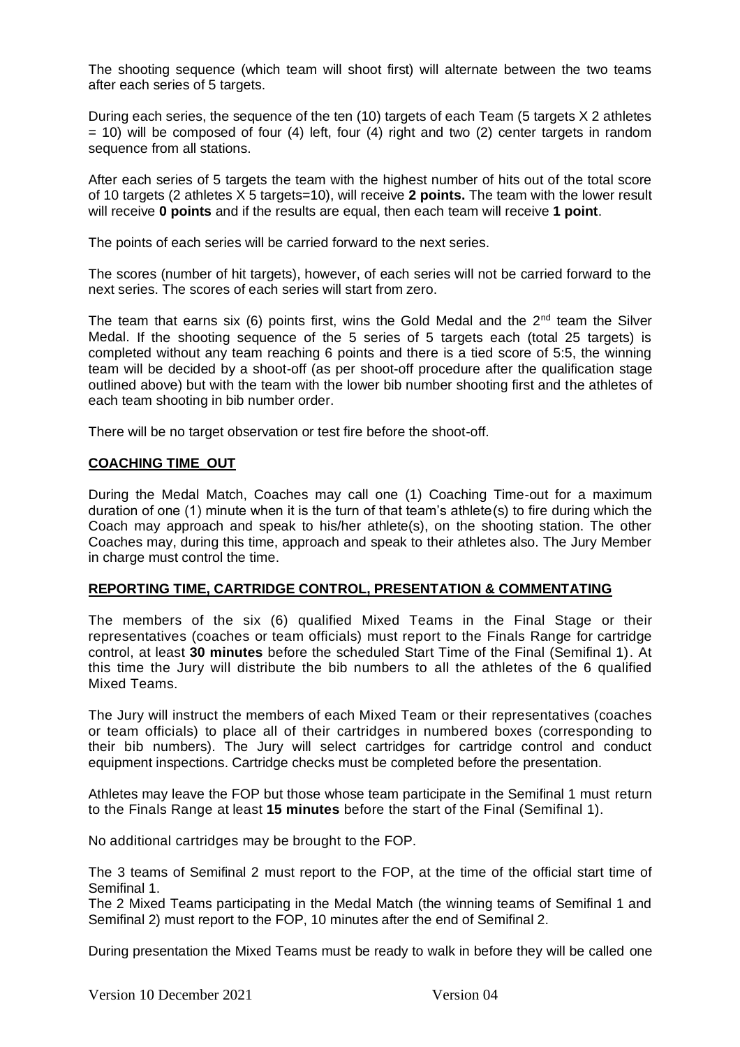The shooting sequence (which team will shoot first) will alternate between the two teams after each series of 5 targets.

During each series, the sequence of the ten (10) targets of each Team (5 targets X 2 athletes = 10) will be composed of four (4) left, four (4) right and two (2) center targets in random sequence from all stations.

After each series of 5 targets the team with the highest number of hits out of the total score of 10 targets (2 athletes X 5 targets=10), will receive **2 points.** The team with the lower result will receive **0 points** and if the results are equal, then each team will receive **1 point**.

The points of each series will be carried forward to the next series.

The scores (number of hit targets), however, of each series will not be carried forward to the next series. The scores of each series will start from zero.

The team that earns six (6) points first, wins the Gold Medal and the 2nd team the Silver Medal. If the shooting sequence of the 5 series of 5 targets each (total 25 targets) is completed without any team reaching 6 points and there is a tied score of 5:5, the winning team will be decided by a shoot-off (as per shoot-off procedure after the qualification stage outlined above) but with the team with the lower bib number shooting first and the athletes of each team shooting in bib number order.

There will be no target observation or test fire before the shoot-off.

## COACHING TIME_OUT

During the Medal Match, Coaches may call one (1) Coaching Time-out for a maximum duration of one (1) minute when it is the turn of that team's athlete(s) to fire during which the Coach may approach and speak to his/her athlete(s), on the shooting station. The other Coaches may, during this time, approach and speak to their athletes also. The Jury Member in charge must control the time.

## REPORTING TIME, CARTRIDGE CONTROL, PRESENTATION & COMMENTATING

The members of the six (6) qualified Mixed Teams in the Final Stage or their representatives (coaches or team officials) must report to the Finals Range for cartridge control, at least **30 minutes** before the scheduled Start Time of the Final (Semifinal 1). At this time the Jury will distribute the bib numbers to all the athletes of the 6 qualified Mixed Teams.

The Jury will instruct the members of each Mixed Team or their representatives (coaches or team officials) to place all of their cartridges in numbered boxes (corresponding to their bib numbers). The Jury will select cartridges for cartridge control and conduct equipment inspections. Cartridge checks must be completed before the presentation.

Athletes may leave the FOP but those whose team participate in the Semifinal 1 must return to the Finals Range at least **15 minutes** before the start of the Final (Semifinal 1).

No additional cartridges may be brought to the FOP.

The 3 teams of Semifinal 2 must report to the FOP, at the time of the official start time of Semifinal 1.

The 2 Mixed Teams participating in the Medal Match (the winning teams of Semifinal 1 and Semifinal 2) must report to the FOP, 10 minutes after the end of Semifinal 2.

During presentation the Mixed Teams must be ready to walk in before they will be called one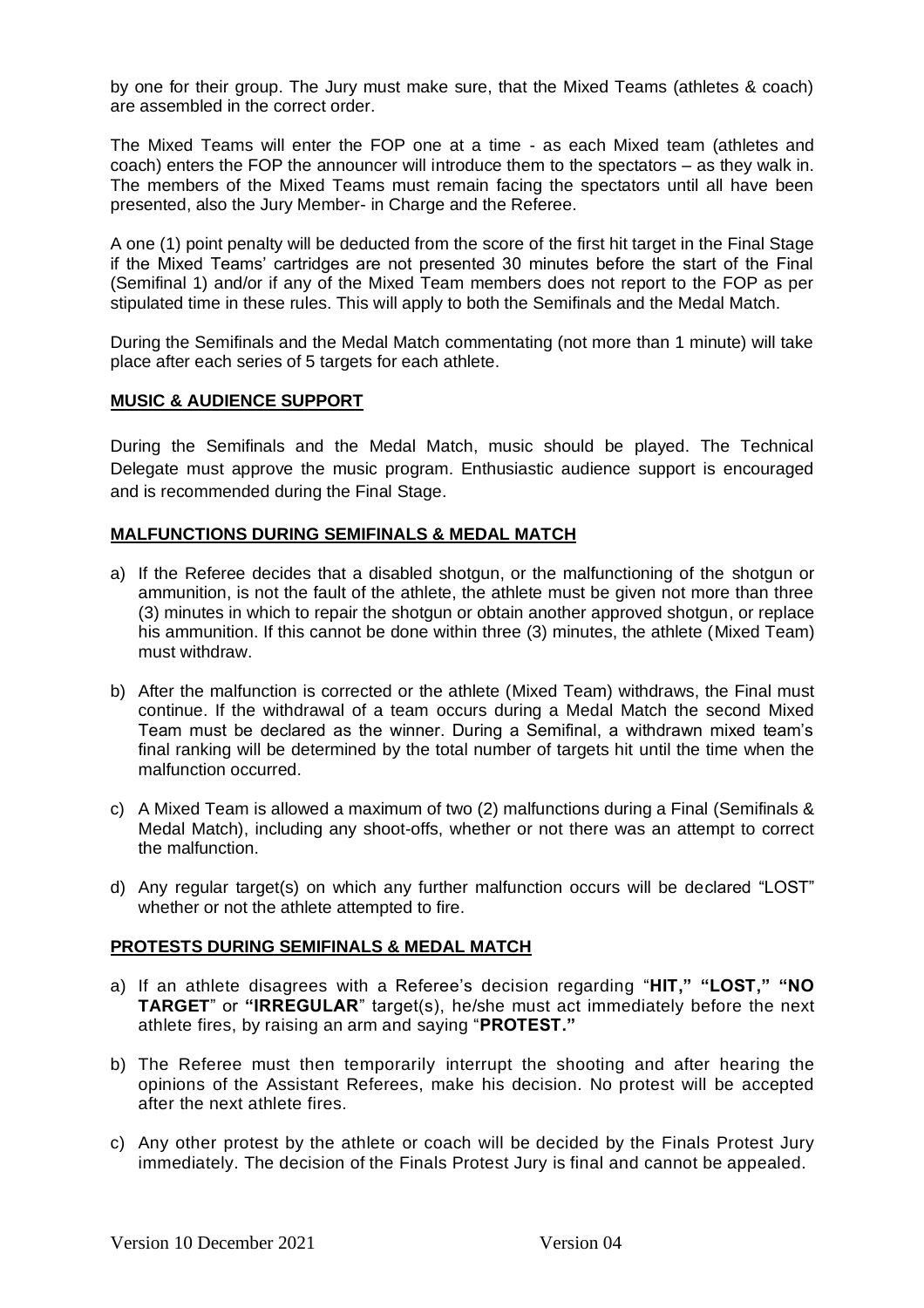by one for their group. The Jury must make sure, that the Mixed Teams (athletes & coach) are assembled in the correct order.

The Mixed Teams will enter the FOP one at a time - as each Mixed team (athletes and coach) enters the FOP the announcer will introduce them to the spectators – as they walk in. The members of the Mixed Teams must remain facing the spectators until all have been presented, also the Jury Member- in Charge and the Referee.

A one (1) point penalty will be deducted from the score of the first hit target in the Final Stage if the Mixed Teams' cartridges are not presented 30 minutes before the start of the Final (Semifinal 1) and/or if any of the Mixed Team members does not report to the FOP as per stipulated time in these rules. This will apply to both the Semifinals and the Medal Match.

During the Semifinals and the Medal Match commentating (not more than 1 minute) will take place after each series of 5 targets for each athlete.

**MUSIC & AUDIENCE SUPPORT**

During the Semifinals and the Medal Match, music should be played. The Technical Delegate must approve the music program. Enthusiastic audience support is encouraged and is recommended during the Final Stage.

**MALFUNCTIONS DURING SEMIFINALS & MEDAL MATCH**

a) If the Referee decides that a disabled shotgun, or the malfunctioning of the shotgun or ammunition, is not the fault of the athlete, the athlete must be given not more than three (3) minutes in which to repair the shotgun or obtain another approved shotgun, or replace his ammunition. If this cannot be done within three (3) minutes, the athlete (Mixed Team) must withdraw.

b) After the malfunction is corrected or the athlete (Mixed Team) withdraws, the Final must continue. If the withdrawal of a team occurs during a Medal Match the second Mixed Team must be declared as the winner. During a Semifinal, a withdrawn mixed team's final ranking will be determined by the total number of targets hit until the time when the malfunction occurred.

c) A Mixed Team is allowed a maximum of two (2) malfunctions during a Final (Semifinals & Medal Match), including any shoot-offs, whether or not there was an attempt to correct the malfunction.

d) Any regular target(s) on which any further malfunction occurs will be declared "LOST" whether or not the athlete attempted to fire.

**PROTESTS DURING SEMIFINALS & MEDAL MATCH**

a) If an athlete disagrees with a Referee's decision regarding "**HIT," "LOST," "NO TARGET**" or **"IRREGULAR**" target(s), he/she must act immediately before the next athlete fires, by raising an arm and saying "**PROTEST."**

b) The Referee must then temporarily interrupt the shooting and after hearing the opinions of the Assistant Referees, make his decision. No protest will be accepted after the next athlete fires.

c) Any other protest by the athlete or coach will be decided by the Finals Protest Jury immediately. The decision of the Finals Protest Jury is final and cannot be appealed.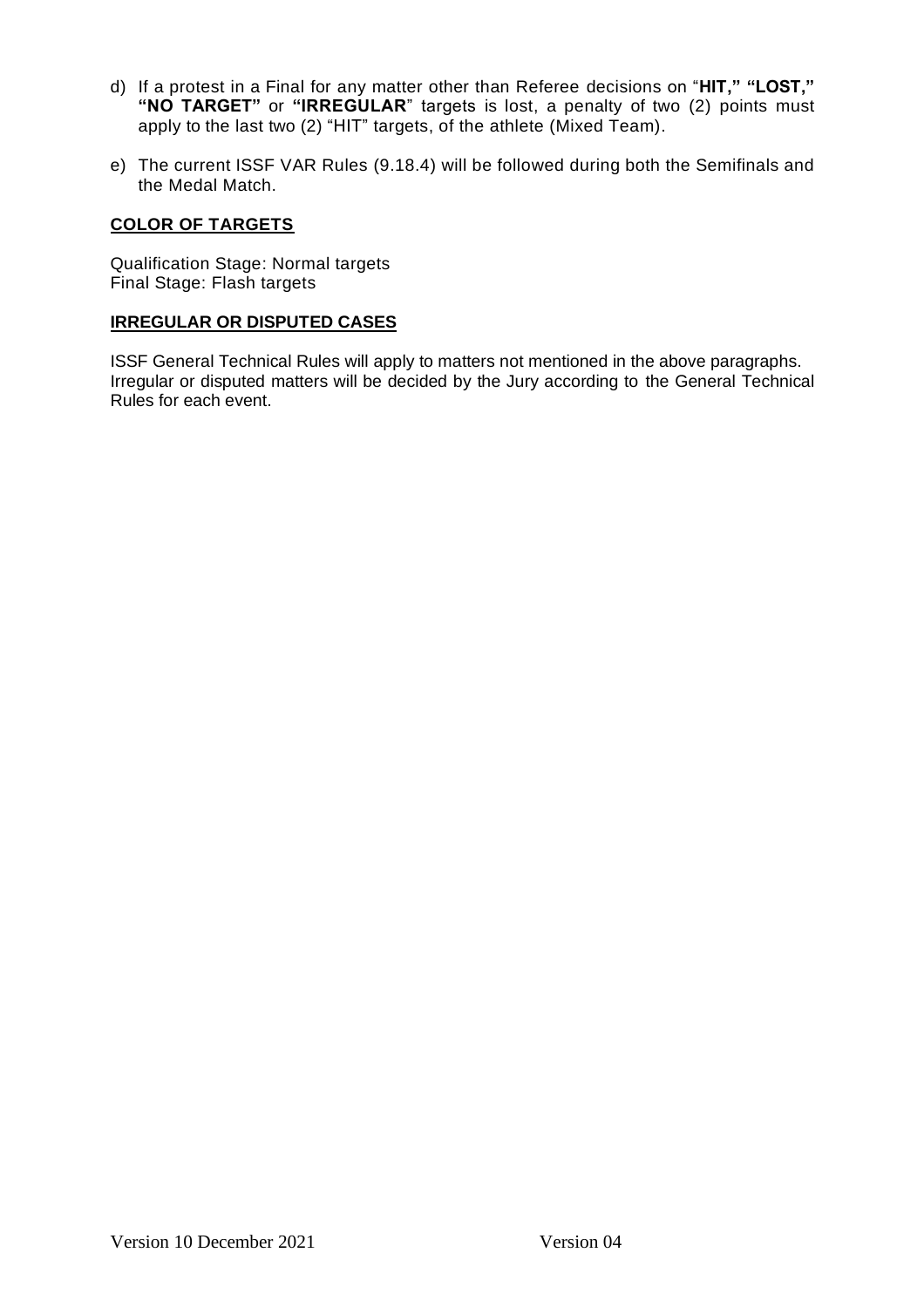d) If a protest in a Final for any matter other than Referee decisions on "**HIT,**" "**LOST,**" "**NO TARGET**" or "**IRREGULAR**" targets is lost, a penalty of two (2) points must apply to the last two (2) "HIT" targets, of the athlete (Mixed Team).

e) The current ISSF VAR Rules (9.18.4) will be followed during both the Semifinals and the Medal Match.

**COLOR OF TARGETS**

Qualification Stage: Normal targets
Final Stage: Flash targets

**IRREGULAR OR DISPUTED CASES**

ISSF General Technical Rules will apply to matters not mentioned in the above paragraphs. Irregular or disputed matters will be decided by the Jury according to the General Technical Rules for each event.